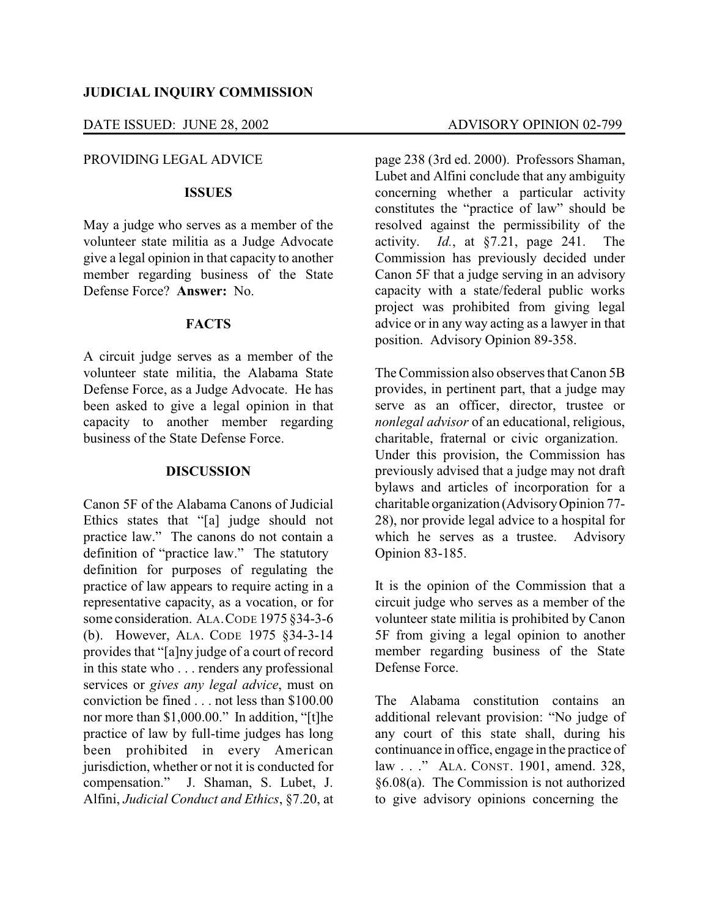**JUDICIAL INQUIRY COMMISSION**

DATE ISSUED: JUNE 28, 2002 ADVISORY OPINION 02-799

PROVIDING LEGAL ADVICE

## ISSUES

May a judge who serves as a member of the volunteer state militia as a Judge Advocate give a legal opinion in that capacity to another member regarding business of the State Defense Force? **Answer:** No.

## FACTS

A circuit judge serves as a member of the volunteer state militia, the Alabama State Defense Force, as a Judge Advocate. He has been asked to give a legal opinion in that capacity to another member regarding business of the State Defense Force.

## DISCUSSION

Canon 5F of the Alabama Canons of Judicial Ethics states that "[a] judge should not practice law." The canons do not contain a definition of "practice law." The statutory definition for purposes of regulating the practice of law appears to require acting in a representative capacity, as a vocation, or for some consideration. ALA. CODE 1975 §34-3-6 (b). However, ALA. CODE 1975 §34-3-14 provides that "[a]ny judge of a court of record in this state who . . . renders any professional services or *gives any legal advice*, must on conviction be fined . . . not less than $100.00 nor more than $1,000.00." In addition, "[t]he practice of law by full-time judges has long been prohibited in every American jurisdiction, whether or not it is conducted for compensation." J. Shaman, S. Lubet, J. Alfini, *Judicial Conduct and Ethics*, §7.20, at page 238 (3rd ed. 2000). Professors Shaman, Lubet and Alfini conclude that any ambiguity concerning whether a particular activity constitutes the "practice of law" should be resolved against the permissibility of the activity. *Id.*, at §7.21, page 241. The Commission has previously decided under Canon 5F that a judge serving in an advisory capacity with a state/federal public works project was prohibited from giving legal advice or in any way acting as a lawyer in that position. Advisory Opinion 89-358.

The Commission also observes that Canon 5B provides, in pertinent part, that a judge may serve as an officer, director, trustee or *nonlegal advisor* of an educational, religious, charitable, fraternal or civic organization. Under this provision, the Commission has previously advised that a judge may not draft bylaws and articles of incorporation for a charitable organization (Advisory Opinion 77-28), nor provide legal advice to a hospital for which he serves as a trustee. Advisory Opinion 83-185.

It is the opinion of the Commission that a circuit judge who serves as a member of the volunteer state militia is prohibited by Canon 5F from giving a legal opinion to another member regarding business of the State Defense Force.

The Alabama constitution contains an additional relevant provision: "No judge of any court of this state shall, during his continuance in office, engage in the practice of law . . ." ALA. CONST. 1901, amend. 328, §6.08(a). The Commission is not authorized to give advisory opinions concerning the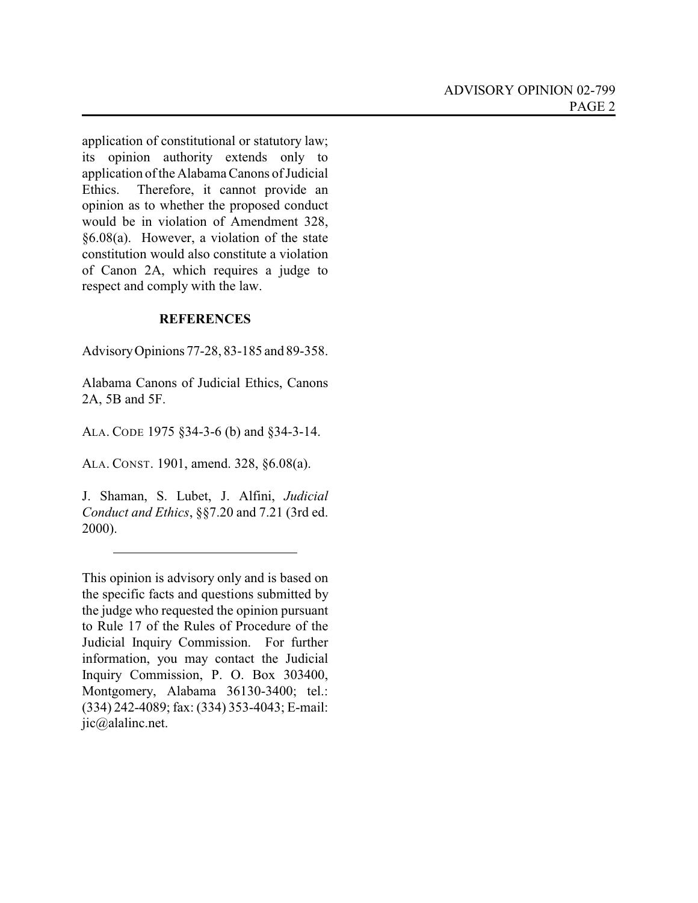application of constitutional or statutory law; its opinion authority extends only to application of the Alabama Canons of Judicial Ethics. Therefore, it cannot provide an opinion as to whether the proposed conduct would be in violation of Amendment 328, §6.08(a). However, a violation of the state constitution would also constitute a violation of Canon 2A, which requires a judge to respect and comply with the law.

## REFERENCES

Advisory Opinions 77-28, 83-185 and 89-358.

Alabama Canons of Judicial Ethics, Canons 2A, 5B and 5F.

ALA. CODE 1975 §34-3-6 (b) and §34-3-14.

ALA. CONST. 1901, amend. 328, §6.08(a).

J. Shaman, S. Lubet, J. Alfini, *Judicial Conduct and Ethics*, §§7.20 and 7.21 (3rd ed. 2000).

---

This opinion is advisory only and is based on the specific facts and questions submitted by the judge who requested the opinion pursuant to Rule 17 of the Rules of Procedure of the Judicial Inquiry Commission. For further information, you may contact the Judicial Inquiry Commission, P. O. Box 303400, Montgomery, Alabama 36130-3400; tel.: (334) 242-4089; fax: (334) 353-4043; E-mail: jic@alalinc.net.